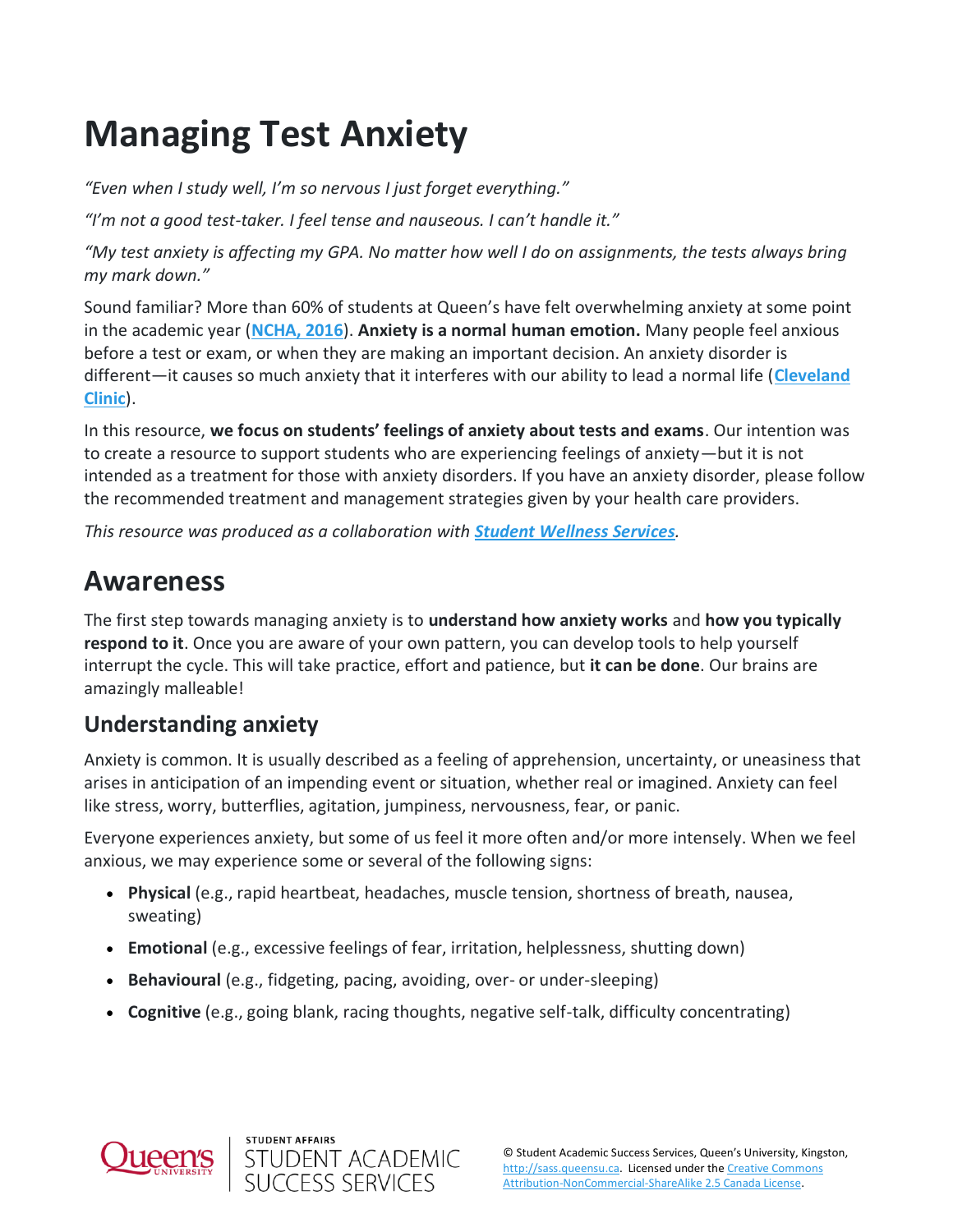# Managing Test Anxiety

*"Even when I study well, I'm so nervous I just forget everything."*

*"I'm not a good test-taker. I feel tense and nauseous. I can't handle it."*

*"My test anxiety is affecting my GPA. No matter how well I do on assignments, the tests always bring my mark down."*

Sound familiar? More than 60% of students at Queen's have felt overwhelming anxiety at some point in the academic year (**NCHA, 2016**). **Anxiety is a normal human emotion.** Many people feel anxious before a test or exam, or when they are making an important decision. An anxiety disorder is different—it causes so much anxiety that it interferes with our ability to lead a normal life (**Cleveland Clinic**).

In this resource, **we focus on students' feelings of anxiety about tests and exams**. Our intention was to create a resource to support students who are experiencing feelings of anxiety—but it is not intended as a treatment for those with anxiety disorders. If you have an anxiety disorder, please follow the recommended treatment and management strategies given by your health care providers.

*This resource was produced as a collaboration with **Student Wellness Services**.*

## Awareness

The first step towards managing anxiety is to **understand how anxiety works** and **how you typically respond to it**. Once you are aware of your own pattern, you can develop tools to help yourself interrupt the cycle. This will take practice, effort and patience, but **it can be done**. Our brains are amazingly malleable!

### Understanding anxiety

Anxiety is common. It is usually described as a feeling of apprehension, uncertainty, or uneasiness that arises in anticipation of an impending event or situation, whether real or imagined. Anxiety can feel like stress, worry, butterflies, agitation, jumpiness, nervousness, fear, or panic.

Everyone experiences anxiety, but some of us feel it more often and/or more intensely. When we feel anxious, we may experience some or several of the following signs:

- **Physical** (e.g., rapid heartbeat, headaches, muscle tension, shortness of breath, nausea, sweating)
- **Emotional** (e.g., excessive feelings of fear, irritation, helplessness, shutting down)
- **Behavioural** (e.g., fidgeting, pacing, avoiding, over- or under-sleeping)
- **Cognitive** (e.g., going blank, racing thoughts, negative self-talk, difficulty concentrating)

© Student Academic Success Services, Queen's University, Kingston, http://sass.queensu.ca. Licensed under the Creative Commons Attribution-NonCommercial-ShareAlike 2.5 Canada License.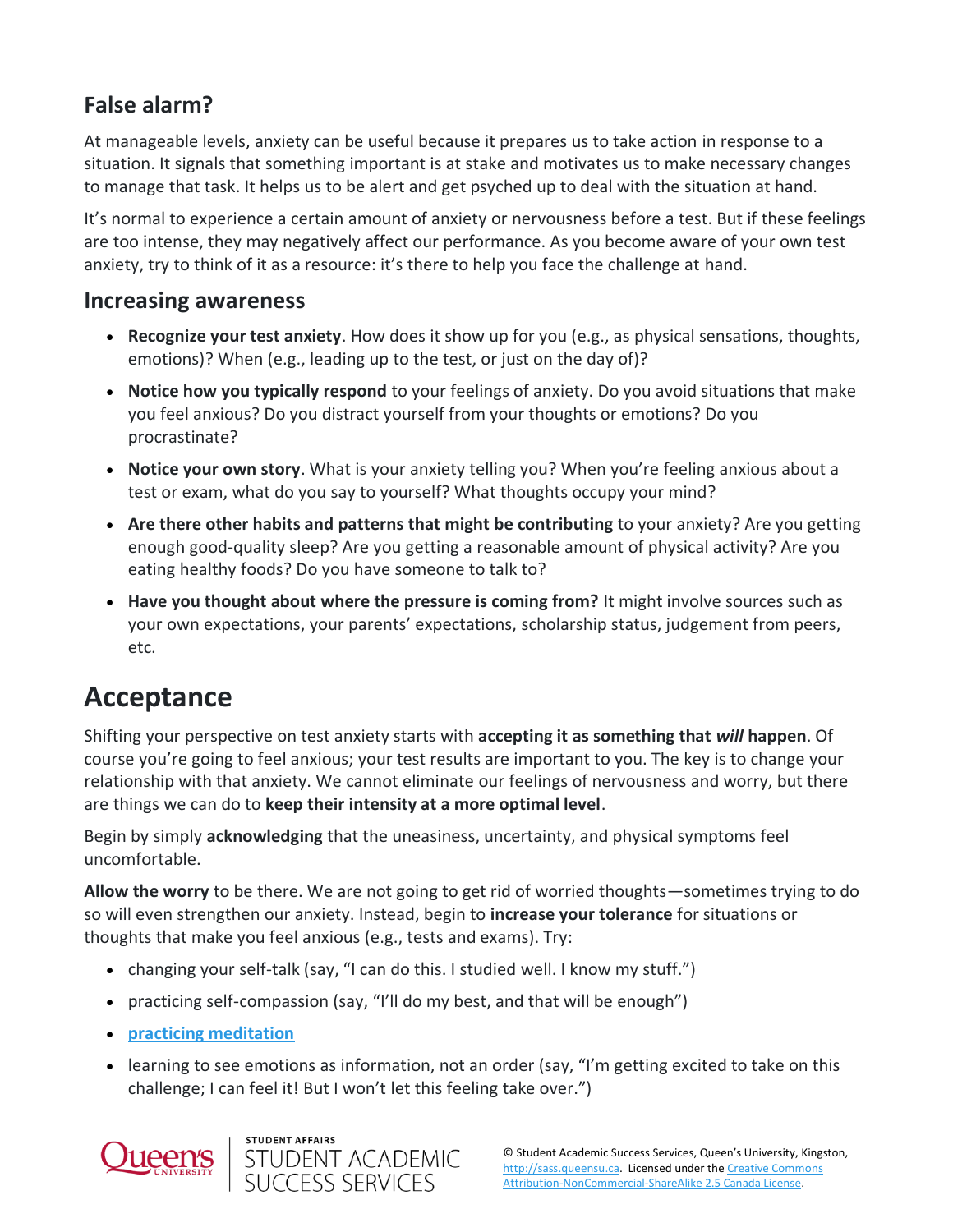## False alarm?

At manageable levels, anxiety can be useful because it prepares us to take action in response to a situation. It signals that something important is at stake and motivates us to make necessary changes to manage that task. It helps us to be alert and get psyched up to deal with the situation at hand.

It's normal to experience a certain amount of anxiety or nervousness before a test. But if these feelings are too intense, they may negatively affect our performance. As you become aware of your own test anxiety, try to think of it as a resource: it's there to help you face the challenge at hand.

## Increasing awareness

- **Recognize your test anxiety**. How does it show up for you (e.g., as physical sensations, thoughts, emotions)? When (e.g., leading up to the test, or just on the day of)?
- **Notice how you typically respond** to your feelings of anxiety. Do you avoid situations that make you feel anxious? Do you distract yourself from your thoughts or emotions? Do you procrastinate?
- **Notice your own story**. What is your anxiety telling you? When you're feeling anxious about a test or exam, what do you say to yourself? What thoughts occupy your mind?
- **Are there other habits and patterns that might be contributing** to your anxiety? Are you getting enough good-quality sleep? Are you getting a reasonable amount of physical activity? Are you eating healthy foods? Do you have someone to talk to?
- **Have you thought about where the pressure is coming from?** It might involve sources such as your own expectations, your parents' expectations, scholarship status, judgement from peers, etc.

# Acceptance

Shifting your perspective on test anxiety starts with **accepting it as something that *will* happen**. Of course you're going to feel anxious; your test results are important to you. The key is to change your relationship with that anxiety. We cannot eliminate our feelings of nervousness and worry, but there are things we can do to **keep their intensity at a more optimal level**.

Begin by simply **acknowledging** that the uneasiness, uncertainty, and physical symptoms feel uncomfortable.

**Allow the worry** to be there. We are not going to get rid of worried thoughts—sometimes trying to do so will even strengthen our anxiety. Instead, begin to **increase your tolerance** for situations or thoughts that make you feel anxious (e.g., tests and exams). Try:

- changing your self-talk (say, "I can do this. I studied well. I know my stuff.")
- practicing self-compassion (say, "I'll do my best, and that will be enough")
- **practicing meditation**
- learning to see emotions as information, not an order (say, "I'm getting excited to take on this challenge; I can feel it! But I won't let this feeling take over.")

© Student Academic Success Services, Queen's University, Kingston, http://sass.queensu.ca. Licensed under the Creative Commons Attribution-NonCommercial-ShareAlike 2.5 Canada License.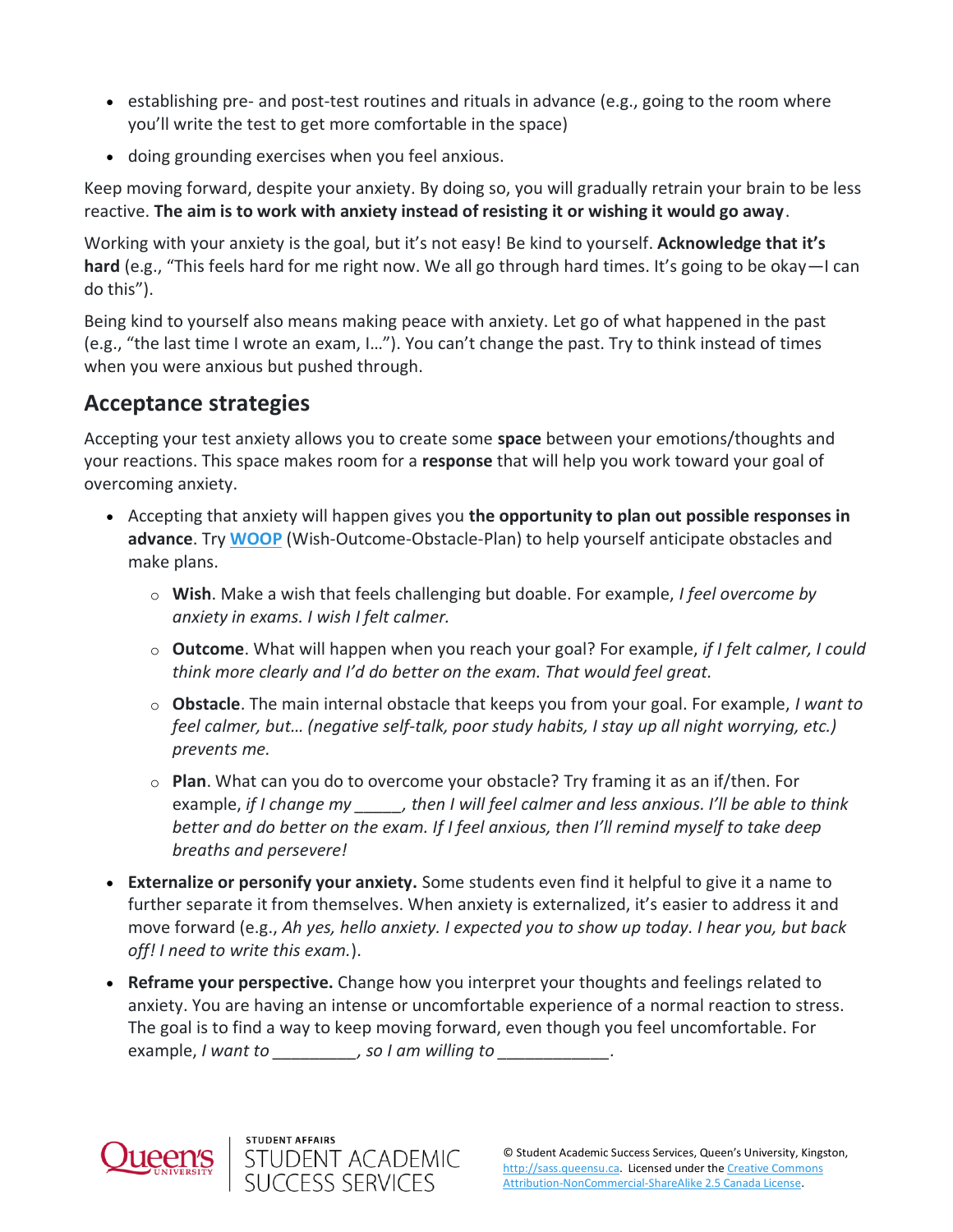- establishing pre- and post-test routines and rituals in advance (e.g., going to the room where you'll write the test to get more comfortable in the space)
- doing grounding exercises when you feel anxious.

Keep moving forward, despite your anxiety. By doing so, you will gradually retrain your brain to be less reactive. **The aim is to work with anxiety instead of resisting it or wishing it would go away**.

Working with your anxiety is the goal, but it's not easy! Be kind to yourself. **Acknowledge that it's hard** (e.g., "This feels hard for me right now. We all go through hard times. It's going to be okay—I can do this").

Being kind to yourself also means making peace with anxiety. Let go of what happened in the past (e.g., "the last time I wrote an exam, I…"). You can't change the past. Try to think instead of times when you were anxious but pushed through.

## Acceptance strategies

Accepting your test anxiety allows you to create some **space** between your emotions/thoughts and your reactions. This space makes room for a **response** that will help you work toward your goal of overcoming anxiety.

- Accepting that anxiety will happen gives you **the opportunity to plan out possible responses in advance**. Try **WOOP** (Wish-Outcome-Obstacle-Plan) to help yourself anticipate obstacles and make plans.
  - **Wish**. Make a wish that feels challenging but doable. For example, *I feel overcome by anxiety in exams. I wish I felt calmer.*
  - **Outcome**. What will happen when you reach your goal? For example, *if I felt calmer, I could think more clearly and I'd do better on the exam. That would feel great.*
  - **Obstacle**. The main internal obstacle that keeps you from your goal. For example, *I want to feel calmer, but… (negative self-talk, poor study habits, I stay up all night worrying, etc.) prevents me.*
  - **Plan**. What can you do to overcome your obstacle? Try framing it as an if/then. For example, *if I change my _____, then I will feel calmer and less anxious. I'll be able to think better and do better on the exam. If I feel anxious, then I'll remind myself to take deep breaths and persevere!*
- **Externalize or personify your anxiety.** Some students even find it helpful to give it a name to further separate it from themselves. When anxiety is externalized, it's easier to address it and move forward (e.g., *Ah yes, hello anxiety. I expected you to show up today. I hear you, but back off! I need to write this exam.*).
- **Reframe your perspective.** Change how you interpret your thoughts and feelings related to anxiety. You are having an intense or uncomfortable experience of a normal reaction to stress. The goal is to find a way to keep moving forward, even though you feel uncomfortable. For example, *I want to _________, so I am willing to ____________.*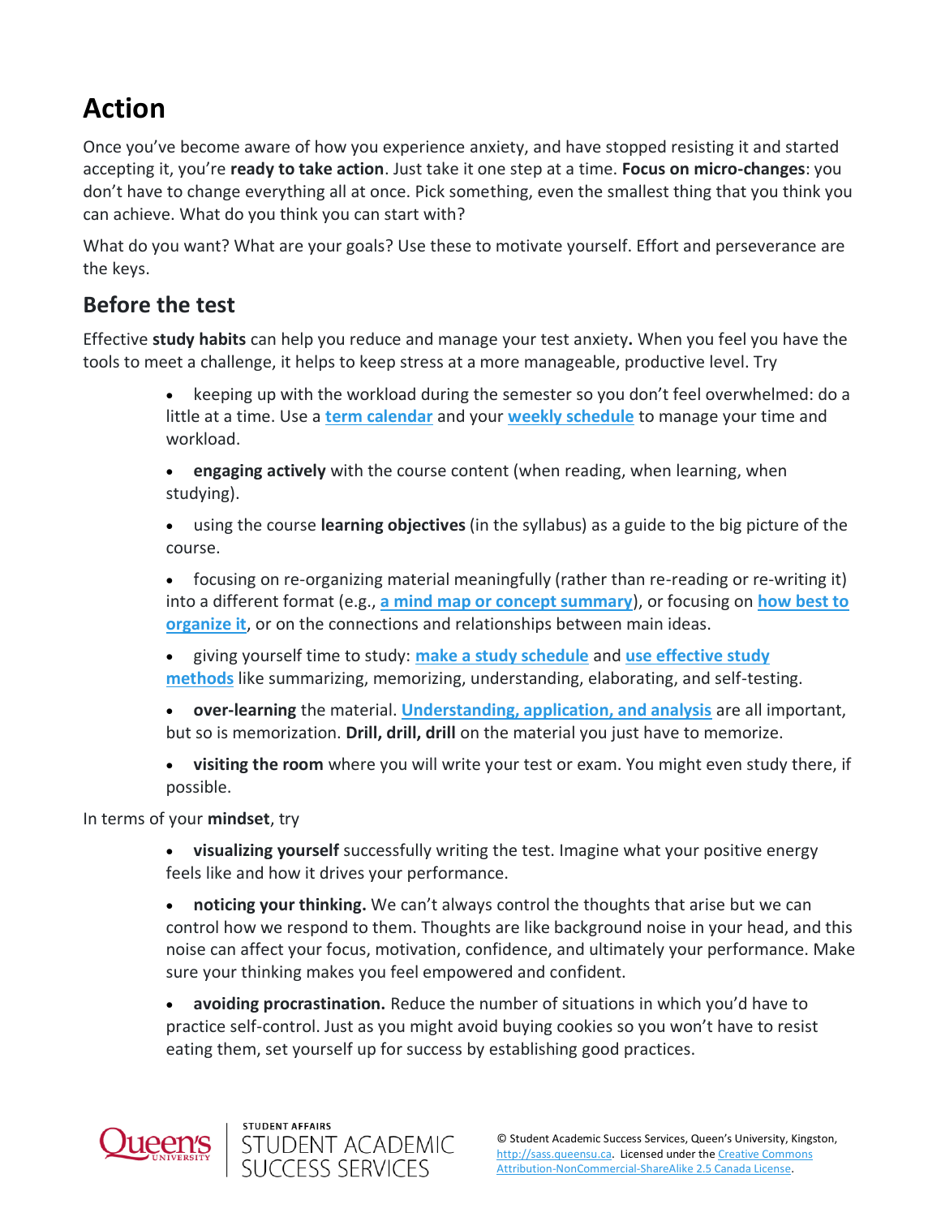# Action

Once you've become aware of how you experience anxiety, and have stopped resisting it and started accepting it, you're **ready to take action**. Just take it one step at a time. **Focus on micro-changes**: you don't have to change everything all at once. Pick something, even the smallest thing that you think you can achieve. What do you think you can start with?

What do you want? What are your goals? Use these to motivate yourself. Effort and perseverance are the keys.

## Before the test

Effective **study habits** can help you reduce and manage your test anxiety**.** When you feel you have the tools to meet a challenge, it helps to keep stress at a more manageable, productive level. Try

- keeping up with the workload during the semester so you don't feel overwhelmed: do a little at a time. Use a **term calendar** and your **weekly schedule** to manage your time and workload.
- **engaging actively** with the course content (when reading, when learning, when studying).
- using the course **learning objectives** (in the syllabus) as a guide to the big picture of the course.
- focusing on re-organizing material meaningfully (rather than re-reading or re-writing it) into a different format (e.g., **a mind map or concept summary**), or focusing on **how best to organize it**, or on the connections and relationships between main ideas.
- giving yourself time to study: **make a study schedule** and **use effective study methods** like summarizing, memorizing, understanding, elaborating, and self-testing.
- **over-learning** the material. **Understanding, application, and analysis** are all important, but so is memorization. **Drill, drill, drill** on the material you just have to memorize.
- **visiting the room** where you will write your test or exam. You might even study there, if possible.

In terms of your **mindset**, try

- **visualizing yourself** successfully writing the test. Imagine what your positive energy feels like and how it drives your performance.
- **noticing your thinking.** We can't always control the thoughts that arise but we can control how we respond to them. Thoughts are like background noise in your head, and this noise can affect your focus, motivation, confidence, and ultimately your performance. Make sure your thinking makes you feel empowered and confident.
- **avoiding procrastination.** Reduce the number of situations in which you'd have to practice self-control. Just as you might avoid buying cookies so you won't have to resist eating them, set yourself up for success by establishing good practices.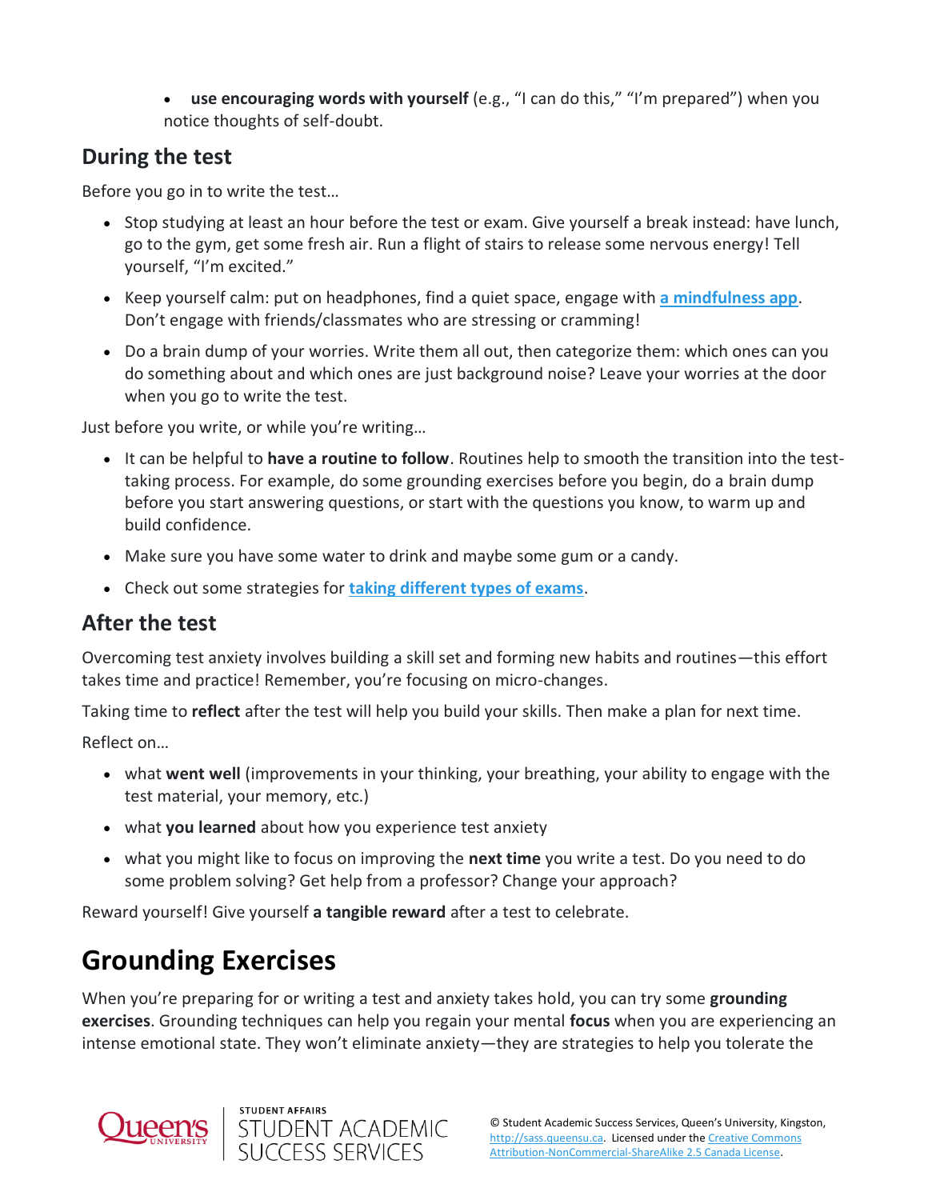- **use encouraging words with yourself** (e.g., "I can do this," "I'm prepared") when you notice thoughts of self-doubt.

### During the test

Before you go in to write the test…

- Stop studying at least an hour before the test or exam. Give yourself a break instead: have lunch, go to the gym, get some fresh air. Run a flight of stairs to release some nervous energy! Tell yourself, "I'm excited."
- Keep yourself calm: put on headphones, find a quiet space, engage with **a mindfulness app**. Don't engage with friends/classmates who are stressing or cramming!
- Do a brain dump of your worries. Write them all out, then categorize them: which ones can you do something about and which ones are just background noise? Leave your worries at the door when you go to write the test.

Just before you write, or while you're writing…

- It can be helpful to **have a routine to follow**. Routines help to smooth the transition into the test-taking process. For example, do some grounding exercises before you begin, do a brain dump before you start answering questions, or start with the questions you know, to warm up and build confidence.
- Make sure you have some water to drink and maybe some gum or a candy.
- Check out some strategies for **taking different types of exams**.

### After the test

Overcoming test anxiety involves building a skill set and forming new habits and routines—this effort takes time and practice! Remember, you're focusing on micro-changes.

Taking time to **reflect** after the test will help you build your skills. Then make a plan for next time.

Reflect on…

- what **went well** (improvements in your thinking, your breathing, your ability to engage with the test material, your memory, etc.)
- what **you learned** about how you experience test anxiety
- what you might like to focus on improving the **next time** you write a test. Do you need to do some problem solving? Get help from a professor? Change your approach?

Reward yourself! Give yourself **a tangible reward** after a test to celebrate.

## Grounding Exercises

When you're preparing for or writing a test and anxiety takes hold, you can try some **grounding exercises**. Grounding techniques can help you regain your mental **focus** when you are experiencing an intense emotional state. They won't eliminate anxiety—they are strategies to help you tolerate the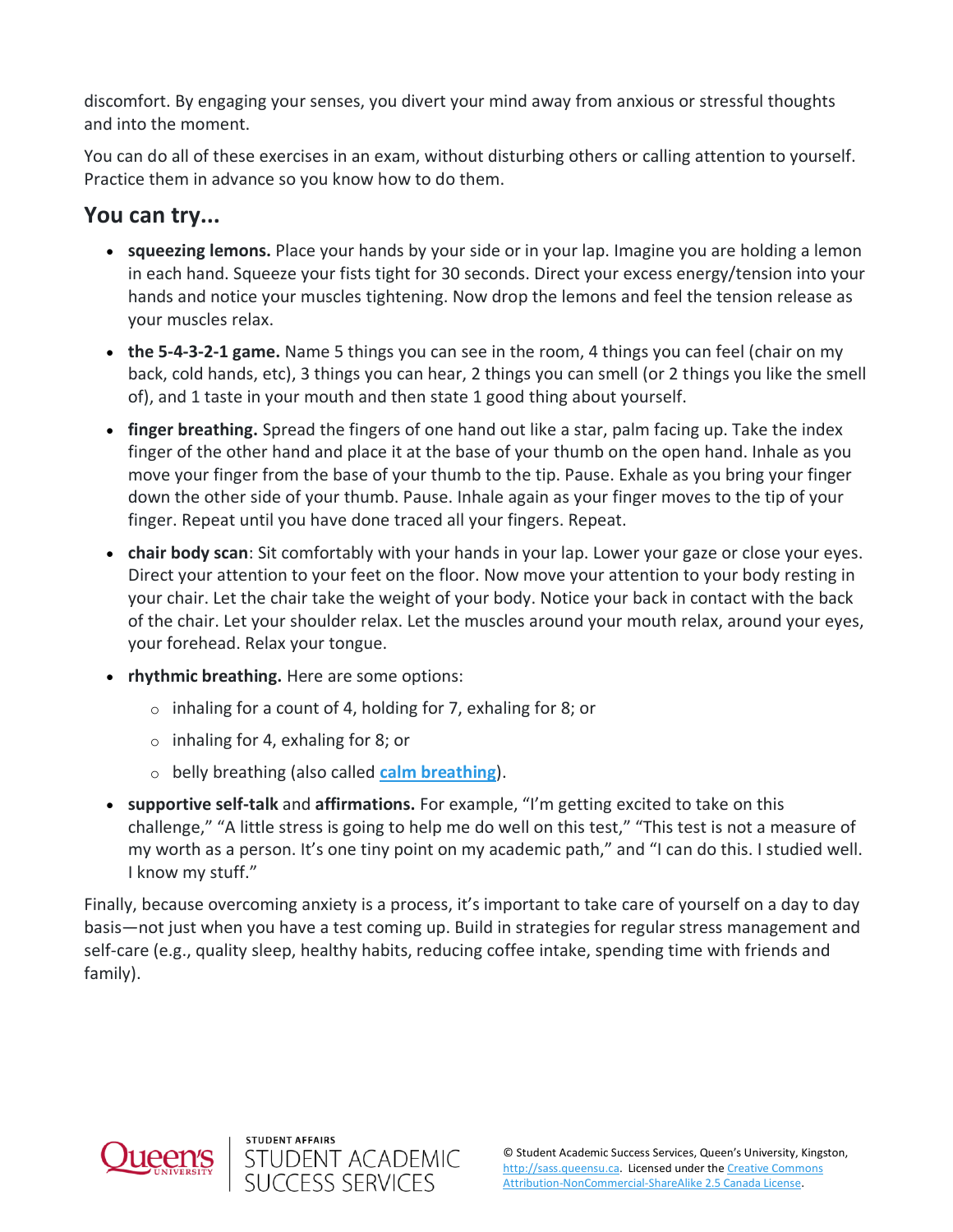discomfort. By engaging your senses, you divert your mind away from anxious or stressful thoughts and into the moment.

You can do all of these exercises in an exam, without disturbing others or calling attention to yourself. Practice them in advance so you know how to do them.

## You can try...

- **squeezing lemons.** Place your hands by your side or in your lap. Imagine you are holding a lemon in each hand. Squeeze your fists tight for 30 seconds. Direct your excess energy/tension into your hands and notice your muscles tightening. Now drop the lemons and feel the tension release as your muscles relax.
- **the 5-4-3-2-1 game.** Name 5 things you can see in the room, 4 things you can feel (chair on my back, cold hands, etc), 3 things you can hear, 2 things you can smell (or 2 things you like the smell of), and 1 taste in your mouth and then state 1 good thing about yourself.
- **finger breathing.** Spread the fingers of one hand out like a star, palm facing up. Take the index finger of the other hand and place it at the base of your thumb on the open hand. Inhale as you move your finger from the base of your thumb to the tip. Pause. Exhale as you bring your finger down the other side of your thumb. Pause. Inhale again as your finger moves to the tip of your finger. Repeat until you have done traced all your fingers. Repeat.
- **chair body scan**: Sit comfortably with your hands in your lap. Lower your gaze or close your eyes. Direct your attention to your feet on the floor. Now move your attention to your body resting in your chair. Let the chair take the weight of your body. Notice your back in contact with the back of the chair. Let your shoulder relax. Let the muscles around your mouth relax, around your eyes, your forehead. Relax your tongue.
- **rhythmic breathing.** Here are some options:
  - inhaling for a count of 4, holding for 7, exhaling for 8; or
  - inhaling for 4, exhaling for 8; or
  - belly breathing (also called **calm breathing**).
- **supportive self-talk** and **affirmations.** For example, "I'm getting excited to take on this challenge," "A little stress is going to help me do well on this test," "This test is not a measure of my worth as a person. It's one tiny point on my academic path," and "I can do this. I studied well. I know my stuff."

Finally, because overcoming anxiety is a process, it's important to take care of yourself on a day to day basis—not just when you have a test coming up. Build in strategies for regular stress management and self-care (e.g., quality sleep, healthy habits, reducing coffee intake, spending time with friends and family).

© Student Academic Success Services, Queen's University, Kingston, http://sass.queensu.ca. Licensed under the Creative Commons Attribution-NonCommercial-ShareAlike 2.5 Canada License.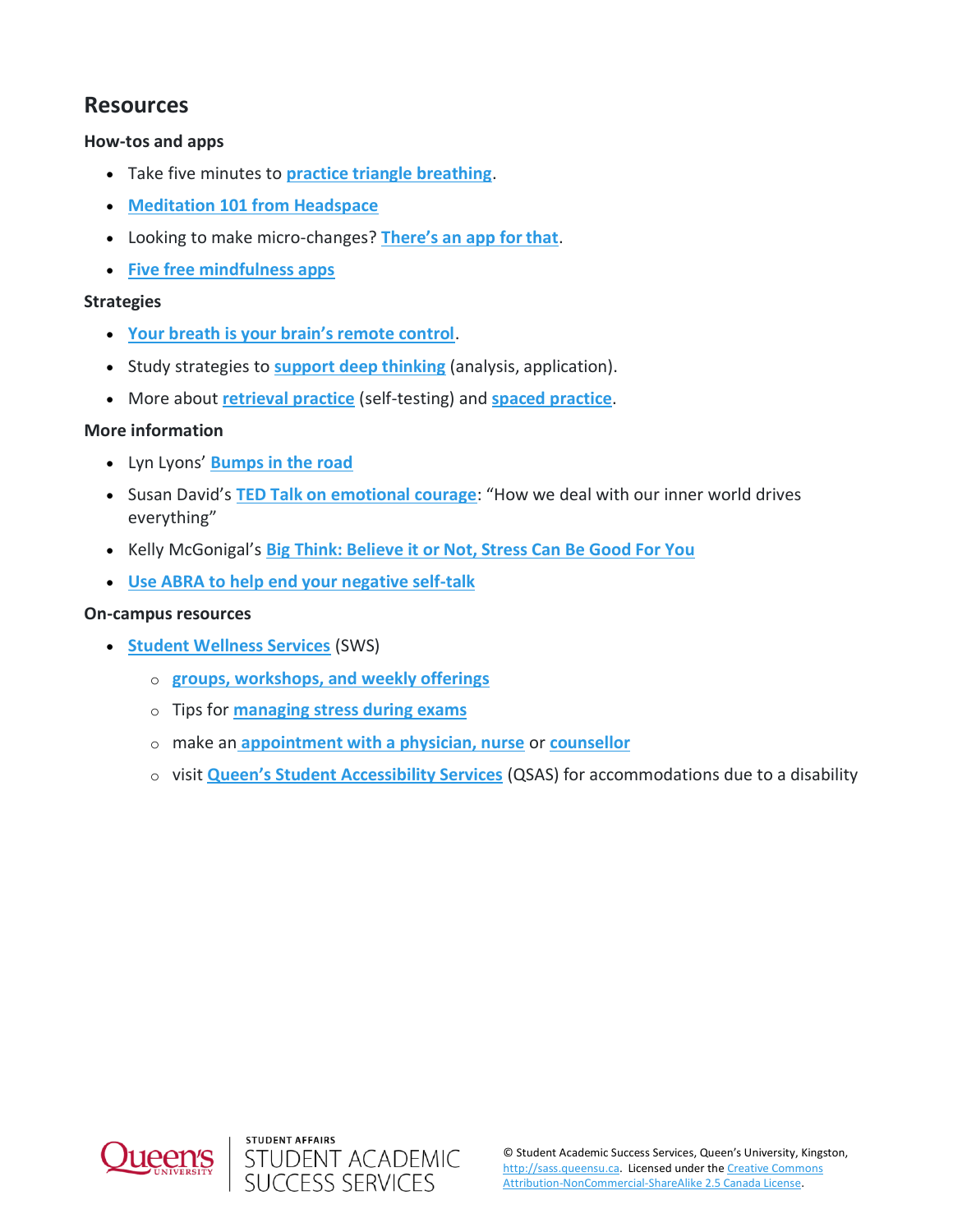## Resources

**How-tos and apps**

- Take five minutes to **practice triangle breathing**.
- **Meditation 101 from Headspace**
- Looking to make micro-changes? **There's an app for that**.
- **Five free mindfulness apps**

**Strategies**

- **Your breath is your brain's remote control**.
- Study strategies to **support deep thinking** (analysis, application).
- More about **retrieval practice** (self-testing) and **spaced practice**.

**More information**

- Lyn Lyons' **Bumps in the road**
- Susan David's **TED Talk on emotional courage**: "How we deal with our inner world drives everything"
- Kelly McGonigal's **Big Think: Believe it or Not, Stress Can Be Good For You**
- **Use ABRA to help end your negative self-talk**

**On-campus resources**

- **Student Wellness Services** (SWS)
  - **groups, workshops, and weekly offerings**
  - Tips for **managing stress during exams**
  - make an **appointment with a physician, nurse** or **counsellor**
  - visit **Queen's Student Accessibility Services** (QSAS) for accommodations due to a disability

Queen's University | STUDENT AFFAIRS STUDENT ACADEMIC SUCCESS SERVICES

© Student Academic Success Services, Queen's University, Kingston, http://sass.queensu.ca. Licensed under the Creative Commons Attribution-NonCommercial-ShareAlike 2.5 Canada License.